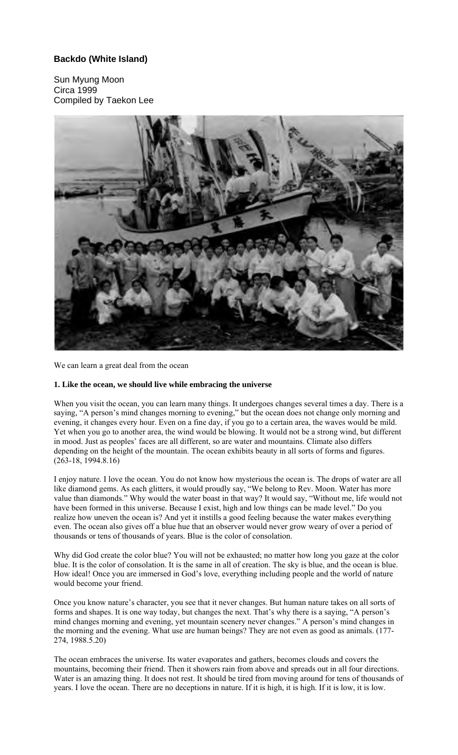# Backdo (White Island)

Sun Myung Moon
Circa 1999
Compiled by Taekon Lee

We can learn a great deal from the ocean

**1. Like the ocean, we should live while embracing the universe**

When you visit the ocean, you can learn many things. It undergoes changes several times a day. There is a saying, "A person's mind changes morning to evening," but the ocean does not change only morning and evening, it changes every hour. Even on a fine day, if you go to a certain area, the waves would be mild. Yet when you go to another area, the wind would be blowing. It would not be a strong wind, but different in mood. Just as peoples' faces are all different, so are water and mountains. Climate also differs depending on the height of the mountain. The ocean exhibits beauty in all sorts of forms and figures. (263-18, 1994.8.16)

I enjoy nature. I love the ocean. You do not know how mysterious the ocean is. The drops of water are all like diamond gems. As each glitters, it would proudly say, "We belong to Rev. Moon. Water has more value than diamonds." Why would the water boast in that way? It would say, "Without me, life would not have been formed in this universe. Because I exist, high and low things can be made level." Do you realize how uneven the ocean is? And yet it instills a good feeling because the water makes everything even. The ocean also gives off a blue hue that an observer would never grow weary of over a period of thousands or tens of thousands of years. Blue is the color of consolation.

Why did God create the color blue? You will not be exhausted; no matter how long you gaze at the color blue. It is the color of consolation. It is the same in all of creation. The sky is blue, and the ocean is blue. How ideal! Once you are immersed in God's love, everything including people and the world of nature would become your friend.

Once you know nature's character, you see that it never changes. But human nature takes on all sorts of forms and shapes. It is one way today, but changes the next. That's why there is a saying, "A person's mind changes morning and evening, yet mountain scenery never changes." A person's mind changes in the morning and the evening. What use are human beings? They are not even as good as animals. (177-274, 1988.5.20)

The ocean embraces the universe. Its water evaporates and gathers, becomes clouds and covers the mountains, becoming their friend. Then it showers rain from above and spreads out in all four directions. Water is an amazing thing. It does not rest. It should be tired from moving around for tens of thousands of years. I love the ocean. There are no deceptions in nature. If it is high, it is high. If it is low, it is low.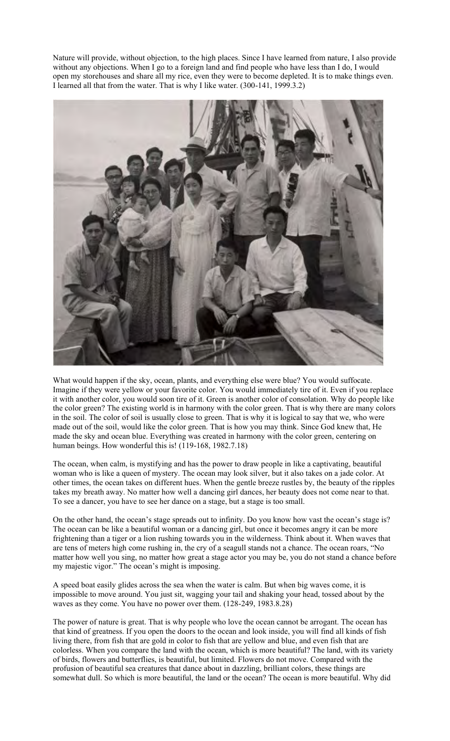Nature will provide, without objection, to the high places. Since I have learned from nature, I also provide without any objections. When I go to a foreign land and find people who have less than I do, I would open my storehouses and share all my rice, even they were to become depleted. It is to make things even. I learned all that from the water. That is why I like water. (300-141, 1999.3.2)

What would happen if the sky, ocean, plants, and everything else were blue? You would suffocate. Imagine if they were yellow or your favorite color. You would immediately tire of it. Even if you replace it with another color, you would soon tire of it. Green is another color of consolation. Why do people like the color green? The existing world is in harmony with the color green. That is why there are many colors in the soil. The color of soil is usually close to green. That is why it is logical to say that we, who were made out of the soil, would like the color green. That is how you may think. Since God knew that, He made the sky and ocean blue. Everything was created in harmony with the color green, centering on human beings. How wonderful this is! (119-168, 1982.7.18)

The ocean, when calm, is mystifying and has the power to draw people in like a captivating, beautiful woman who is like a queen of mystery. The ocean may look silver, but it also takes on a jade color. At other times, the ocean takes on different hues. When the gentle breeze rustles by, the beauty of the ripples takes my breath away. No matter how well a dancing girl dances, her beauty does not come near to that. To see a dancer, you have to see her dance on a stage, but a stage is too small.

On the other hand, the ocean's stage spreads out to infinity. Do you know how vast the ocean's stage is? The ocean can be like a beautiful woman or a dancing girl, but once it becomes angry it can be more frightening than a tiger or a lion rushing towards you in the wilderness. Think about it. When waves that are tens of meters high come rushing in, the cry of a seagull stands not a chance. The ocean roars, "No matter how well you sing, no matter how great a stage actor you may be, you do not stand a chance before my majestic vigor." The ocean's might is imposing.

A speed boat easily glides across the sea when the water is calm. But when big waves come, it is impossible to move around. You just sit, wagging your tail and shaking your head, tossed about by the waves as they come. You have no power over them. (128-249, 1983.8.28)

The power of nature is great. That is why people who love the ocean cannot be arrogant. The ocean has that kind of greatness. If you open the doors to the ocean and look inside, you will find all kinds of fish living there, from fish that are gold in color to fish that are yellow and blue, and even fish that are colorless. When you compare the land with the ocean, which is more beautiful? The land, with its variety of birds, flowers and butterflies, is beautiful, but limited. Flowers do not move. Compared with the profusion of beautiful sea creatures that dance about in dazzling, brilliant colors, these things are somewhat dull. So which is more beautiful, the land or the ocean? The ocean is more beautiful. Why did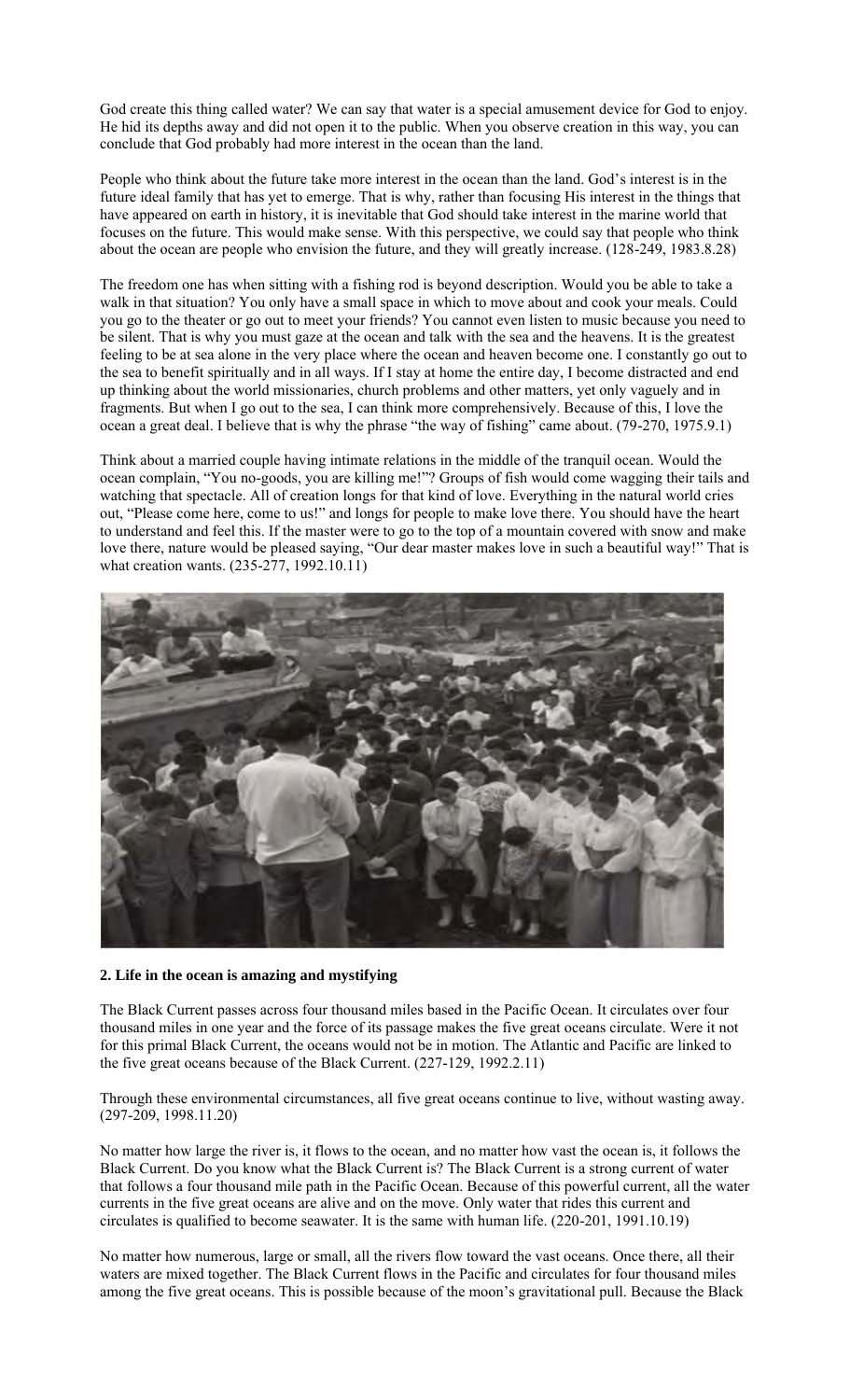God create this thing called water? We can say that water is a special amusement device for God to enjoy. He hid its depths away and did not open it to the public. When you observe creation in this way, you can conclude that God probably had more interest in the ocean than the land.

People who think about the future take more interest in the ocean than the land. God's interest is in the future ideal family that has yet to emerge. That is why, rather than focusing His interest in the things that have appeared on earth in history, it is inevitable that God should take interest in the marine world that focuses on the future. This would make sense. With this perspective, we could say that people who think about the ocean are people who envision the future, and they will greatly increase. (128-249, 1983.8.28)

The freedom one has when sitting with a fishing rod is beyond description. Would you be able to take a walk in that situation? You only have a small space in which to move about and cook your meals. Could you go to the theater or go out to meet your friends? You cannot even listen to music because you need to be silent. That is why you must gaze at the ocean and talk with the sea and the heavens. It is the greatest feeling to be at sea alone in the very place where the ocean and heaven become one. I constantly go out to the sea to benefit spiritually and in all ways. If I stay at home the entire day, I become distracted and end up thinking about the world missionaries, church problems and other matters, yet only vaguely and in fragments. But when I go out to the sea, I can think more comprehensively. Because of this, I love the ocean a great deal. I believe that is why the phrase "the way of fishing" came about. (79-270, 1975.9.1)

Think about a married couple having intimate relations in the middle of the tranquil ocean. Would the ocean complain, "You no-goods, you are killing me!"? Groups of fish would come wagging their tails and watching that spectacle. All of creation longs for that kind of love. Everything in the natural world cries out, "Please come here, come to us!" and longs for people to make love there. You should have the heart to understand and feel this. If the master were to go to the top of a mountain covered with snow and make love there, nature would be pleased saying, "Our dear master makes love in such a beautiful way!" That is what creation wants. (235-277, 1992.10.11)

**2. Life in the ocean is amazing and mystifying**

The Black Current passes across four thousand miles based in the Pacific Ocean. It circulates over four thousand miles in one year and the force of its passage makes the five great oceans circulate. Were it not for this primal Black Current, the oceans would not be in motion. The Atlantic and Pacific are linked to the five great oceans because of the Black Current. (227-129, 1992.2.11)

Through these environmental circumstances, all five great oceans continue to live, without wasting away. (297-209, 1998.11.20)

No matter how large the river is, it flows to the ocean, and no matter how vast the ocean is, it follows the Black Current. Do you know what the Black Current is? The Black Current is a strong current of water that follows a four thousand mile path in the Pacific Ocean. Because of this powerful current, all the water currents in the five great oceans are alive and on the move. Only water that rides this current and circulates is qualified to become seawater. It is the same with human life. (220-201, 1991.10.19)

No matter how numerous, large or small, all the rivers flow toward the vast oceans. Once there, all their waters are mixed together. The Black Current flows in the Pacific and circulates for four thousand miles among the five great oceans. This is possible because of the moon's gravitational pull. Because the Black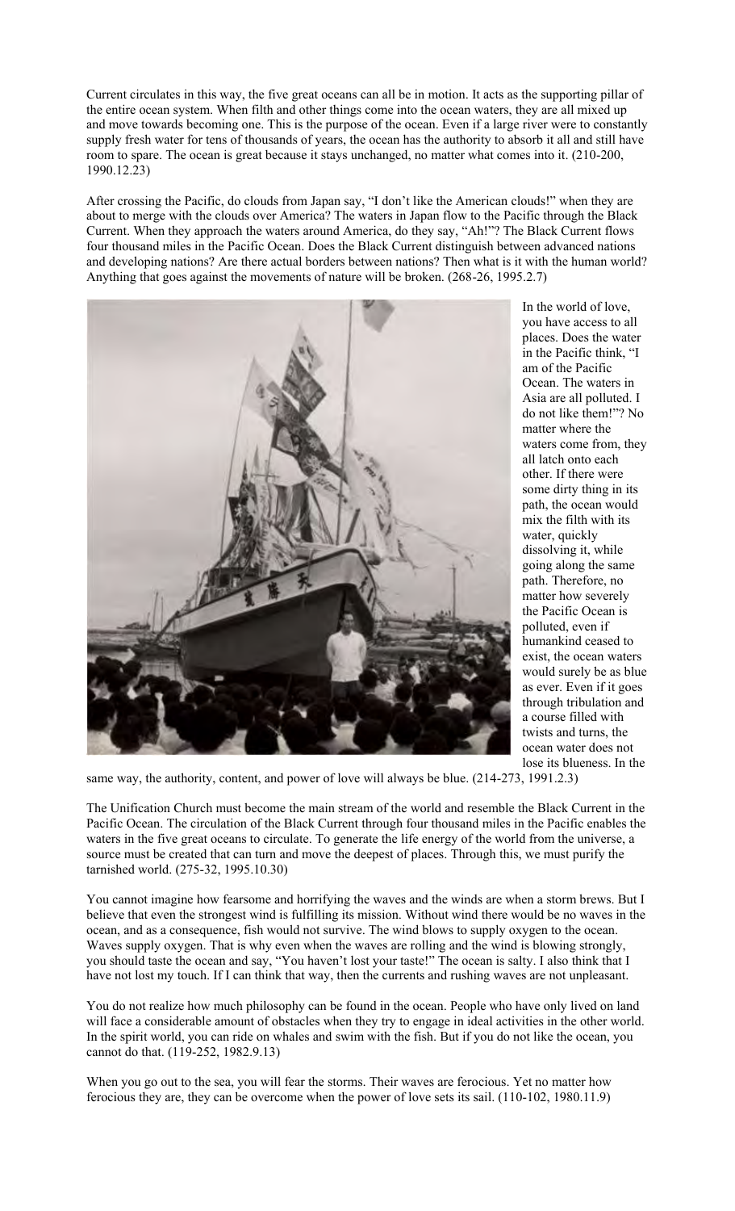Current circulates in this way, the five great oceans can all be in motion. It acts as the supporting pillar of the entire ocean system. When filth and other things come into the ocean waters, they are all mixed up and move towards becoming one. This is the purpose of the ocean. Even if a large river were to constantly supply fresh water for tens of thousands of years, the ocean has the authority to absorb it all and still have room to spare. The ocean is great because it stays unchanged, no matter what comes into it. (210-200, 1990.12.23)

After crossing the Pacific, do clouds from Japan say, "I don't like the American clouds!" when they are about to merge with the clouds over America? The waters in Japan flow to the Pacific through the Black Current. When they approach the waters around America, do they say, "Ah!"? The Black Current flows four thousand miles in the Pacific Ocean. Does the Black Current distinguish between advanced nations and developing nations? Are there actual borders between nations? Then what is it with the human world? Anything that goes against the movements of nature will be broken. (268-26, 1995.2.7)

In the world of love, you have access to all places. Does the water in the Pacific think, "I am of the Pacific Ocean. The waters in Asia are all polluted. I do not like them!"? No matter where the waters come from, they all latch onto each other. If there were some dirty thing in its path, the ocean would mix the filth with its water, quickly dissolving it, while going along the same path. Therefore, no matter how severely the Pacific Ocean is polluted, even if humankind ceased to exist, the ocean waters would surely be as blue as ever. Even if it goes through tribulation and a course filled with twists and turns, the ocean water does not lose its blueness. In the same way, the authority, content, and power of love will always be blue. (214-273, 1991.2.3)

The Unification Church must become the main stream of the world and resemble the Black Current in the Pacific Ocean. The circulation of the Black Current through four thousand miles in the Pacific enables the waters in the five great oceans to circulate. To generate the life energy of the world from the universe, a source must be created that can turn and move the deepest of places. Through this, we must purify the tarnished world. (275-32, 1995.10.30)

You cannot imagine how fearsome and horrifying the waves and the winds are when a storm brews. But I believe that even the strongest wind is fulfilling its mission. Without wind there would be no waves in the ocean, and as a consequence, fish would not survive. The wind blows to supply oxygen to the ocean. Waves supply oxygen. That is why even when the waves are rolling and the wind is blowing strongly, you should taste the ocean and say, "You haven't lost your taste!" The ocean is salty. I also think that I have not lost my touch. If I can think that way, then the currents and rushing waves are not unpleasant.

You do not realize how much philosophy can be found in the ocean. People who have only lived on land will face a considerable amount of obstacles when they try to engage in ideal activities in the other world. In the spirit world, you can ride on whales and swim with the fish. But if you do not like the ocean, you cannot do that. (119-252, 1982.9.13)

When you go out to the sea, you will fear the storms. Their waves are ferocious. Yet no matter how ferocious they are, they can be overcome when the power of love sets its sail. (110-102, 1980.11.9)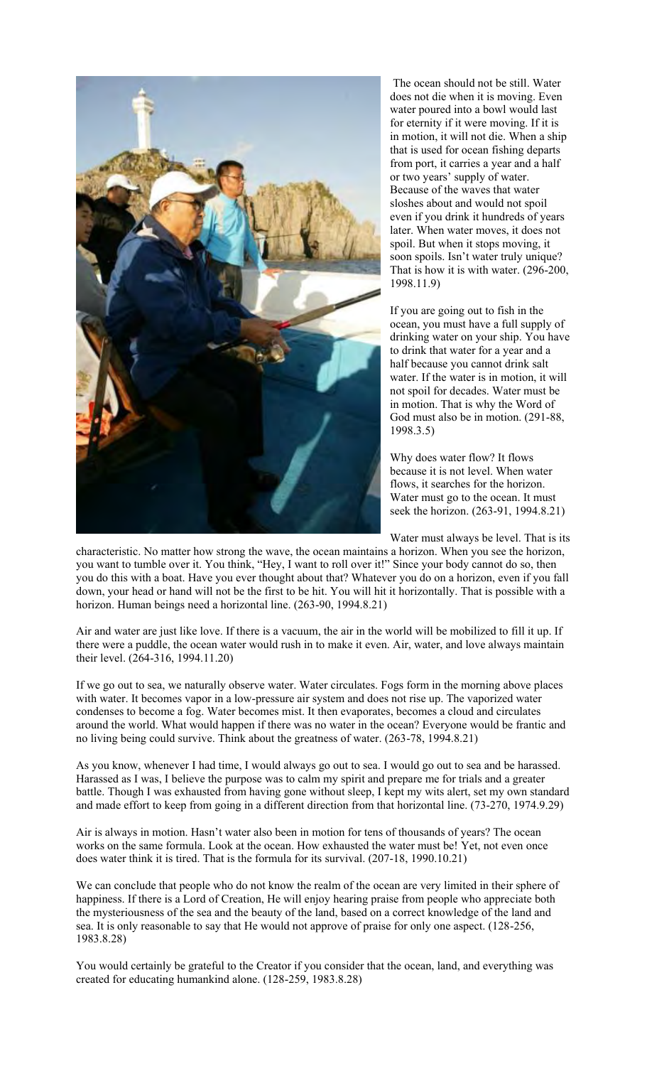The ocean should not be still. Water does not die when it is moving. Even water poured into a bowl would last for eternity if it were moving. If it is in motion, it will not die. When a ship that is used for ocean fishing departs from port, it carries a year and a half or two years' supply of water. Because of the waves that water sloshes about and would not spoil even if you drink it hundreds of years later. When water moves, it does not spoil. But when it stops moving, it soon spoils. Isn't water truly unique? That is how it is with water. (296-200, 1998.11.9)

If you are going out to fish in the ocean, you must have a full supply of drinking water on your ship. You have to drink that water for a year and a half because you cannot drink salt water. If the water is in motion, it will not spoil for decades. Water must be in motion. That is why the Word of God must also be in motion. (291-88, 1998.3.5)

Why does water flow? It flows because it is not level. When water flows, it searches for the horizon. Water must go to the ocean. It must seek the horizon. (263-91, 1994.8.21)

Water must always be level. That is its characteristic. No matter how strong the wave, the ocean maintains a horizon. When you see the horizon, you want to tumble over it. You think, "Hey, I want to roll over it!" Since your body cannot do so, then you do this with a boat. Have you ever thought about that? Whatever you do on a horizon, even if you fall down, your head or hand will not be the first to be hit. You will hit it horizontally. That is possible with a horizon. Human beings need a horizontal line. (263-90, 1994.8.21)

Air and water are just like love. If there is a vacuum, the air in the world will be mobilized to fill it up. If there were a puddle, the ocean water would rush in to make it even. Air, water, and love always maintain their level. (264-316, 1994.11.20)

If we go out to sea, we naturally observe water. Water circulates. Fogs form in the morning above places with water. It becomes vapor in a low-pressure air system and does not rise up. The vaporized water condenses to become a fog. Water becomes mist. It then evaporates, becomes a cloud and circulates around the world. What would happen if there was no water in the ocean? Everyone would be frantic and no living being could survive. Think about the greatness of water. (263-78, 1994.8.21)

As you know, whenever I had time, I would always go out to sea. I would go out to sea and be harassed. Harassed as I was, I believe the purpose was to calm my spirit and prepare me for trials and a greater battle. Though I was exhausted from having gone without sleep, I kept my wits alert, set my own standard and made effort to keep from going in a different direction from that horizontal line. (73-270, 1974.9.29)

Air is always in motion. Hasn't water also been in motion for tens of thousands of years? The ocean works on the same formula. Look at the ocean. How exhausted the water must be! Yet, not even once does water think it is tired. That is the formula for its survival. (207-18, 1990.10.21)

We can conclude that people who do not know the realm of the ocean are very limited in their sphere of happiness. If there is a Lord of Creation, He will enjoy hearing praise from people who appreciate both the mysteriousness of the sea and the beauty of the land, based on a correct knowledge of the land and sea. It is only reasonable to say that He would not approve of praise for only one aspect. (128-256, 1983.8.28)

You would certainly be grateful to the Creator if you consider that the ocean, land, and everything was created for educating humankind alone. (128-259, 1983.8.28)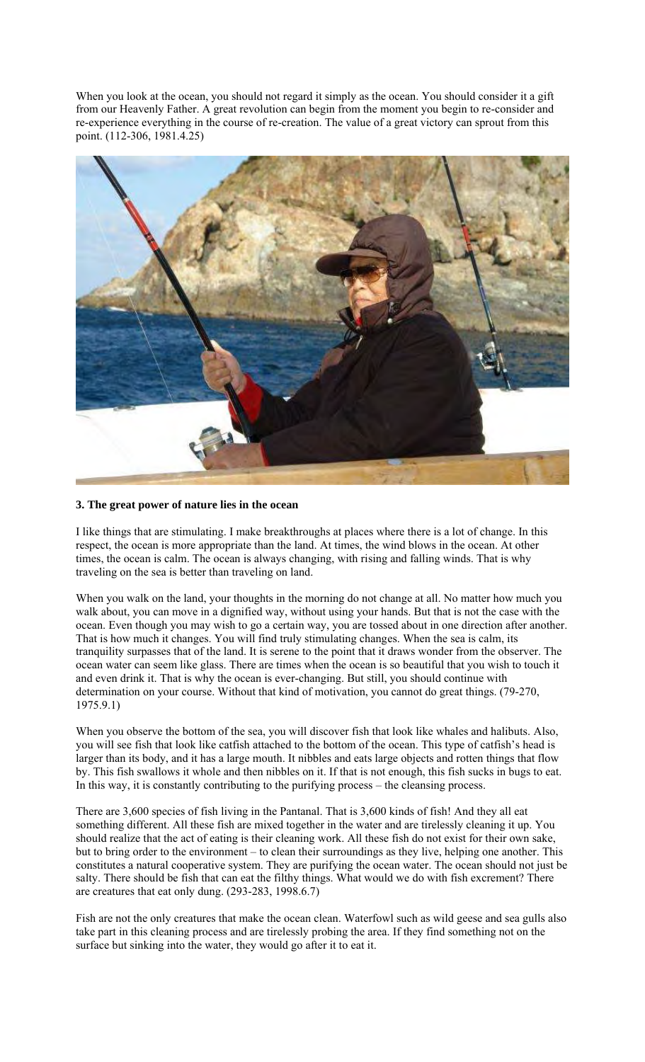When you look at the ocean, you should not regard it simply as the ocean. You should consider it a gift from our Heavenly Father. A great revolution can begin from the moment you begin to re-consider and re-experience everything in the course of re-creation. The value of a great victory can sprout from this point. (112-306, 1981.4.25)

### 3. The great power of nature lies in the ocean

I like things that are stimulating. I make breakthroughs at places where there is a lot of change. In this respect, the ocean is more appropriate than the land. At times, the wind blows in the ocean. At other times, the ocean is calm. The ocean is always changing, with rising and falling winds. That is why traveling on the sea is better than traveling on land.

When you walk on the land, your thoughts in the morning do not change at all. No matter how much you walk about, you can move in a dignified way, without using your hands. But that is not the case with the ocean. Even though you may wish to go a certain way, you are tossed about in one direction after another. That is how much it changes. You will find truly stimulating changes. When the sea is calm, its tranquility surpasses that of the land. It is serene to the point that it draws wonder from the observer. The ocean water can seem like glass. There are times when the ocean is so beautiful that you wish to touch it and even drink it. That is why the ocean is ever-changing. But still, you should continue with determination on your course. Without that kind of motivation, you cannot do great things. (79-270, 1975.9.1)

When you observe the bottom of the sea, you will discover fish that look like whales and halibuts. Also, you will see fish that look like catfish attached to the bottom of the ocean. This type of catfish's head is larger than its body, and it has a large mouth. It nibbles and eats large objects and rotten things that flow by. This fish swallows it whole and then nibbles on it. If that is not enough, this fish sucks in bugs to eat. In this way, it is constantly contributing to the purifying process – the cleansing process.

There are 3,600 species of fish living in the Pantanal. That is 3,600 kinds of fish! And they all eat something different. All these fish are mixed together in the water and are tirelessly cleaning it up. You should realize that the act of eating is their cleaning work. All these fish do not exist for their own sake, but to bring order to the environment – to clean their surroundings as they live, helping one another. This constitutes a natural cooperative system. They are purifying the ocean water. The ocean should not just be salty. There should be fish that can eat the filthy things. What would we do with fish excrement? There are creatures that eat only dung. (293-283, 1998.6.7)

Fish are not the only creatures that make the ocean clean. Waterfowl such as wild geese and sea gulls also take part in this cleaning process and are tirelessly probing the area. If they find something not on the surface but sinking into the water, they would go after it to eat it.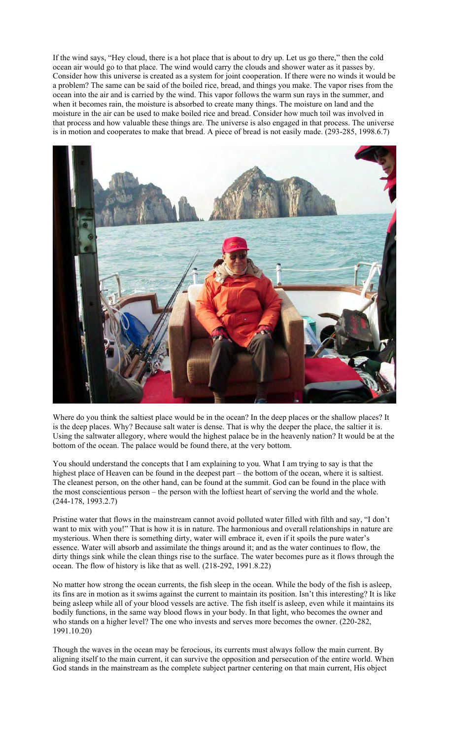If the wind says, "Hey cloud, there is a hot place that is about to dry up. Let us go there," then the cold ocean air would go to that place. The wind would carry the clouds and shower water as it passes by. Consider how this universe is created as a system for joint cooperation. If there were no winds it would be a problem? The same can be said of the boiled rice, bread, and things you make. The vapor rises from the ocean into the air and is carried by the wind. This vapor follows the warm sun rays in the summer, and when it becomes rain, the moisture is absorbed to create many things. The moisture on land and the moisture in the air can be used to make boiled rice and bread. Consider how much toil was involved in that process and how valuable these things are. The universe is also engaged in that process. The universe is in motion and cooperates to make that bread. A piece of bread is not easily made. (293-285, 1998.6.7)

Where do you think the saltiest place would be in the ocean? In the deep places or the shallow places? It is the deep places. Why? Because salt water is dense. That is why the deeper the place, the saltier it is. Using the saltwater allegory, where would the highest palace be in the heavenly nation? It would be at the bottom of the ocean. The palace would be found there, at the very bottom.

You should understand the concepts that I am explaining to you. What I am trying to say is that the highest place of Heaven can be found in the deepest part – the bottom of the ocean, where it is saltiest. The cleanest person, on the other hand, can be found at the summit. God can be found in the place with the most conscientious person – the person with the loftiest heart of serving the world and the whole. (244-178, 1993.2.7)

Pristine water that flows in the mainstream cannot avoid polluted water filled with filth and say, "I don't want to mix with you!" That is how it is in nature. The harmonious and overall relationships in nature are mysterious. When there is something dirty, water will embrace it, even if it spoils the pure water's essence. Water will absorb and assimilate the things around it; and as the water continues to flow, the dirty things sink while the clean things rise to the surface. The water becomes pure as it flows through the ocean. The flow of history is like that as well. (218-292, 1991.8.22)

No matter how strong the ocean currents, the fish sleep in the ocean. While the body of the fish is asleep, its fins are in motion as it swims against the current to maintain its position. Isn't this interesting? It is like being asleep while all of your blood vessels are active. The fish itself is asleep, even while it maintains its bodily functions, in the same way blood flows in your body. In that light, who becomes the owner and who stands on a higher level? The one who invests and serves more becomes the owner. (220-282, 1991.10.20)

Though the waves in the ocean may be ferocious, its currents must always follow the main current. By aligning itself to the main current, it can survive the opposition and persecution of the entire world. When God stands in the mainstream as the complete subject partner centering on that main current, His object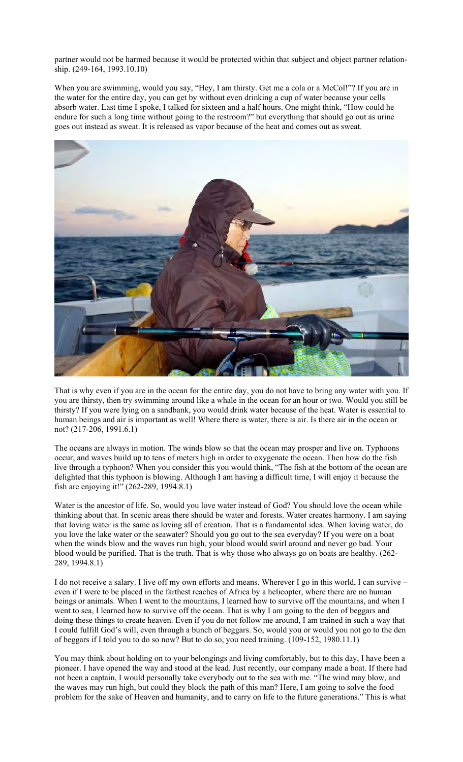partner would not be harmed because it would be protected within that subject and object partner relationship. (249-164, 1993.10.10)

When you are swimming, would you say, "Hey, I am thirsty. Get me a cola or a McCol!"? If you are in the water for the entire day, you can get by without even drinking a cup of water because your cells absorb water. Last time I spoke, I talked for sixteen and a half hours. One might think, "How could he endure for such a long time without going to the restroom?" but everything that should go out as urine goes out instead as sweat. It is released as vapor because of the heat and comes out as sweat.

That is why even if you are in the ocean for the entire day, you do not have to bring any water with you. If you are thirsty, then try swimming around like a whale in the ocean for an hour or two. Would you still be thirsty? If you were lying on a sandbank, you would drink water because of the heat. Water is essential to human beings and air is important as well! Where there is water, there is air. Is there air in the ocean or not? (217-206, 1991.6.1)

The oceans are always in motion. The winds blow so that the ocean may prosper and live on. Typhoons occur, and waves build up to tens of meters high in order to oxygenate the ocean. Then how do the fish live through a typhoon? When you consider this you would think, "The fish at the bottom of the ocean are delighted that this typhoon is blowing. Although I am having a difficult time, I will enjoy it because the fish are enjoying it!" (262-289, 1994.8.1)

Water is the ancestor of life. So, would you love water instead of God? You should love the ocean while thinking about that. In scenic areas there should be water and forests. Water creates harmony. I am saying that loving water is the same as loving all of creation. That is a fundamental idea. When loving water, do you love the lake water or the seawater? Should you go out to the sea everyday? If you were on a boat when the winds blow and the waves run high, your blood would swirl around and never go bad. Your blood would be purified. That is the truth. That is why those who always go on boats are healthy. (262-289, 1994.8.1)

I do not receive a salary. I live off my own efforts and means. Wherever I go in this world, I can survive – even if I were to be placed in the farthest reaches of Africa by a helicopter, where there are no human beings or animals. When I went to the mountains, I learned how to survive off the mountains, and when I went to sea, I learned how to survive off the ocean. That is why I am going to the den of beggars and doing these things to create heaven. Even if you do not follow me around, I am trained in such a way that I could fulfill God's will, even through a bunch of beggars. So, would you or would you not go to the den of beggars if I told you to do so now? But to do so, you need training. (109-152, 1980.11.1)

You may think about holding on to your belongings and living comfortably, but to this day, I have been a pioneer. I have opened the way and stood at the lead. Just recently, our company made a boat. If there had not been a captain, I would personally take everybody out to the sea with me. "The wind may blow, and the waves may run high, but could they block the path of this man? Here, I am going to solve the food problem for the sake of Heaven and humanity, and to carry on life to the future generations." This is what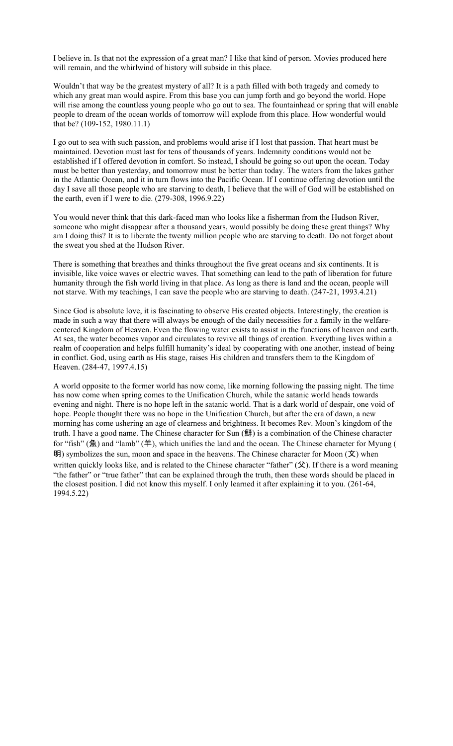I believe in. Is that not the expression of a great man? I like that kind of person. Movies produced here will remain, and the whirlwind of history will subside in this place.

Wouldn't that way be the greatest mystery of all? It is a path filled with both tragedy and comedy to which any great man would aspire. From this base you can jump forth and go beyond the world. Hope will rise among the countless young people who go out to sea. The fountainhead or spring that will enable people to dream of the ocean worlds of tomorrow will explode from this place. How wonderful would that be? (109-152, 1980.11.1)

I go out to sea with such passion, and problems would arise if I lost that passion. That heart must be maintained. Devotion must last for tens of thousands of years. Indemnity conditions would not be established if I offered devotion in comfort. So instead, I should be going so out upon the ocean. Today must be better than yesterday, and tomorrow must be better than today. The waters from the lakes gather in the Atlantic Ocean, and it in turn flows into the Pacific Ocean. If I continue offering devotion until the day I save all those people who are starving to death, I believe that the will of God will be established on the earth, even if I were to die. (279-308, 1996.9.22)

You would never think that this dark-faced man who looks like a fisherman from the Hudson River, someone who might disappear after a thousand years, would possibly be doing these great things? Why am I doing this? It is to liberate the twenty million people who are starving to death. Do not forget about the sweat you shed at the Hudson River.

There is something that breathes and thinks throughout the five great oceans and six continents. It is invisible, like voice waves or electric waves. That something can lead to the path of liberation for future humanity through the fish world living in that place. As long as there is land and the ocean, people will not starve. With my teachings, I can save the people who are starving to death. (247-21, 1993.4.21)

Since God is absolute love, it is fascinating to observe His created objects. Interestingly, the creation is made in such a way that there will always be enough of the daily necessities for a family in the welfare-centered Kingdom of Heaven. Even the flowing water exists to assist in the functions of heaven and earth. At sea, the water becomes vapor and circulates to revive all things of creation. Everything lives within a realm of cooperation and helps fulfill humanity's ideal by cooperating with one another, instead of being in conflict. God, using earth as His stage, raises His children and transfers them to the Kingdom of Heaven. (284-47, 1997.4.15)

A world opposite to the former world has now come, like morning following the passing night. The time has now come when spring comes to the Unification Church, while the satanic world heads towards evening and night. There is no hope left in the satanic world. That is a dark world of despair, one void of hope. People thought there was no hope in the Unification Church, but after the era of dawn, a new morning has come ushering an age of clearness and brightness. It becomes Rev. Moon's kingdom of the truth. I have a good name. The Chinese character for Sun (鮮) is a combination of the Chinese character for "fish" (魚) and "lamb" (羊), which unifies the land and the ocean. The Chinese character for Myung (明) symbolizes the sun, moon and space in the heavens. The Chinese character for Moon (文) when written quickly looks like, and is related to the Chinese character "father" (父). If there is a word meaning "the father" or "true father" that can be explained through the truth, then these words should be placed in the closest position. I did not know this myself. I only learned it after explaining it to you. (261-64, 1994.5.22)